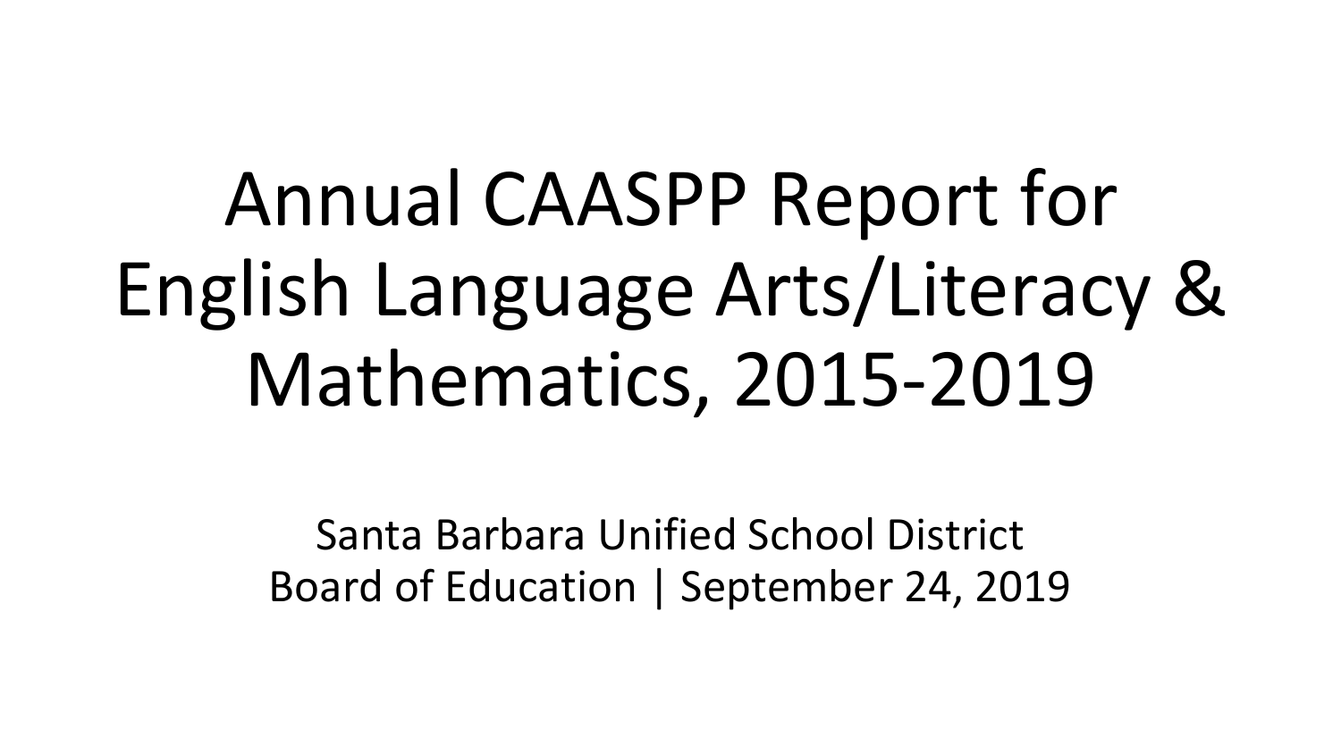# Annual CAASPP Report for English Language Arts/Literacy & Mathematics, 2015-2019

Santa Barbara Unified School District

Board of Education | September 24, 2019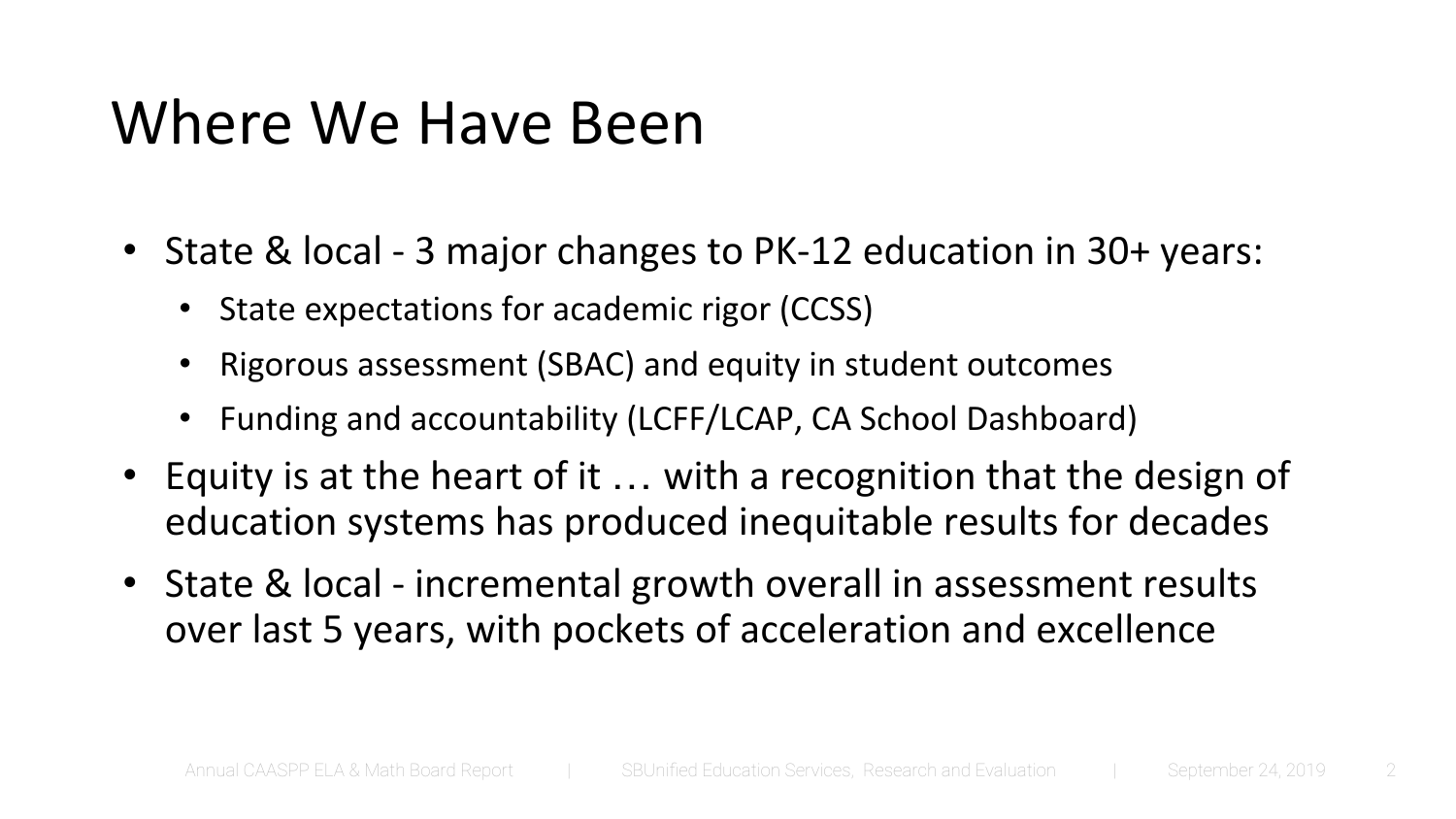# Where We Have Been

- State & local - 3 major changes to PK-12 education in 30+ years:
  - State expectations for academic rigor (CCSS)
  - Rigorous assessment (SBAC) and equity in student outcomes
  - Funding and accountability (LCFF/LCAP, CA School Dashboard)
- Equity is at the heart of it … with a recognition that the design of education systems has produced inequitable results for decades
- State & local - incremental growth overall in assessment results over last 5 years, with pockets of acceleration and excellence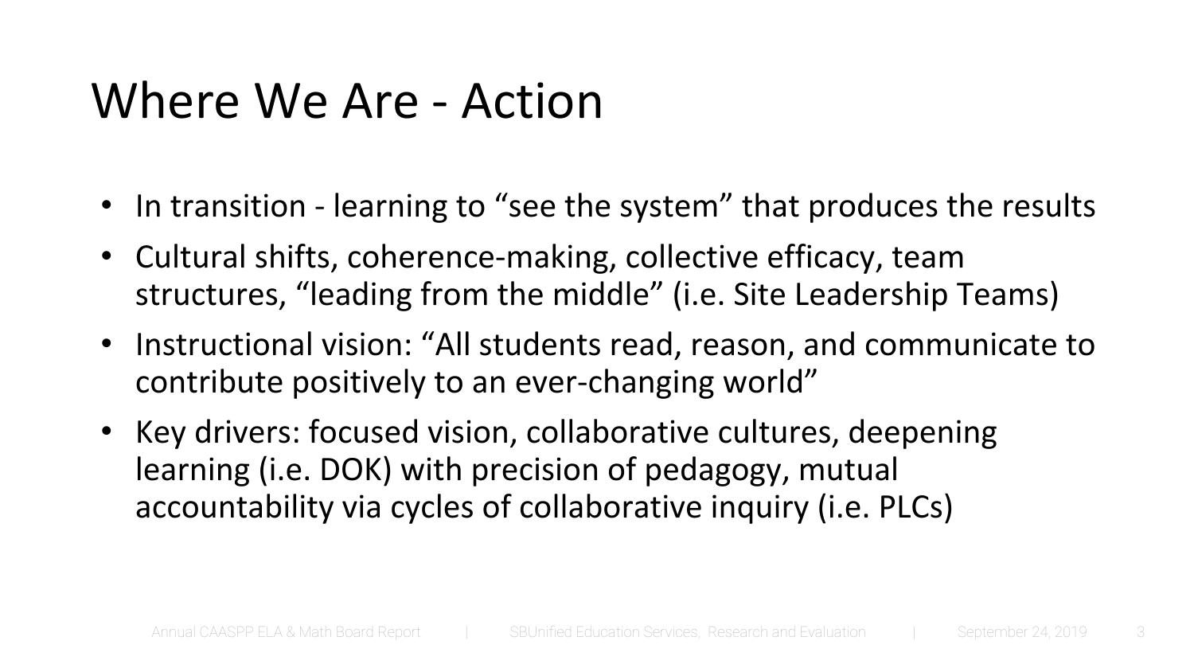# Where We Are - Action

- In transition - learning to “see the system” that produces the results
- Cultural shifts, coherence-making, collective efficacy, team structures, “leading from the middle” (i.e. Site Leadership Teams)
- Instructional vision: “All students read, reason, and communicate to contribute positively to an ever-changing world”
- Key drivers: focused vision, collaborative cultures, deepening learning (i.e. DOK) with precision of pedagogy, mutual accountability via cycles of collaborative inquiry (i.e. PLCs)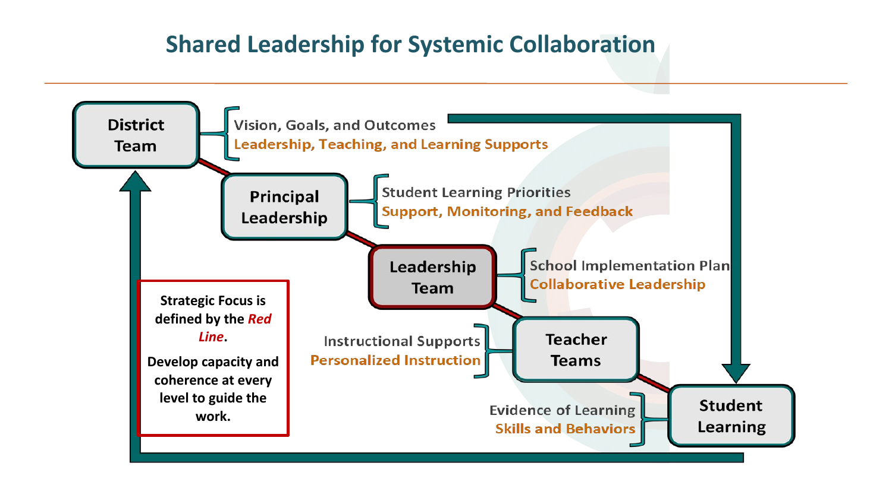# Shared Leadership for Systemic Collaboration

**District Team**
- Vision, Goals, and Outcomes
- Leadership, Teaching, and Learning Supports

**Principal Leadership**
- Student Learning Priorities
- Support, Monitoring, and Feedback

**Leadership Team**
- School Implementation Plan
- Collaborative Leadership

**Teacher Teams**
- Instructional Supports
- Personalized Instruction

**Student Learning**
- Evidence of Learning
- Skills and Behaviors

**Strategic Focus is defined by the *Red Line*.**

**Develop capacity and coherence at every level to guide the work.**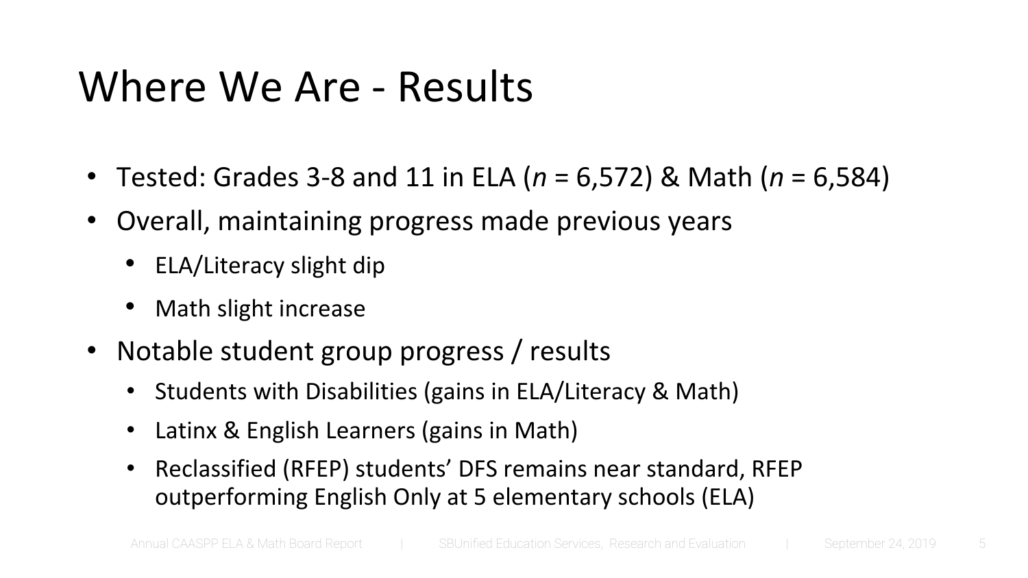# Where We Are - Results

- Tested: Grades 3-8 and 11 in ELA (*n* = 6,572) & Math (*n* = 6,584)
- Overall, maintaining progress made previous years
  - ELA/Literacy slight dip
  - Math slight increase
- Notable student group progress / results
  - Students with Disabilities (gains in ELA/Literacy & Math)
  - Latinx & English Learners (gains in Math)
  - Reclassified (RFEP) students' DFS remains near standard, RFEP outperforming English Only at 5 elementary schools (ELA)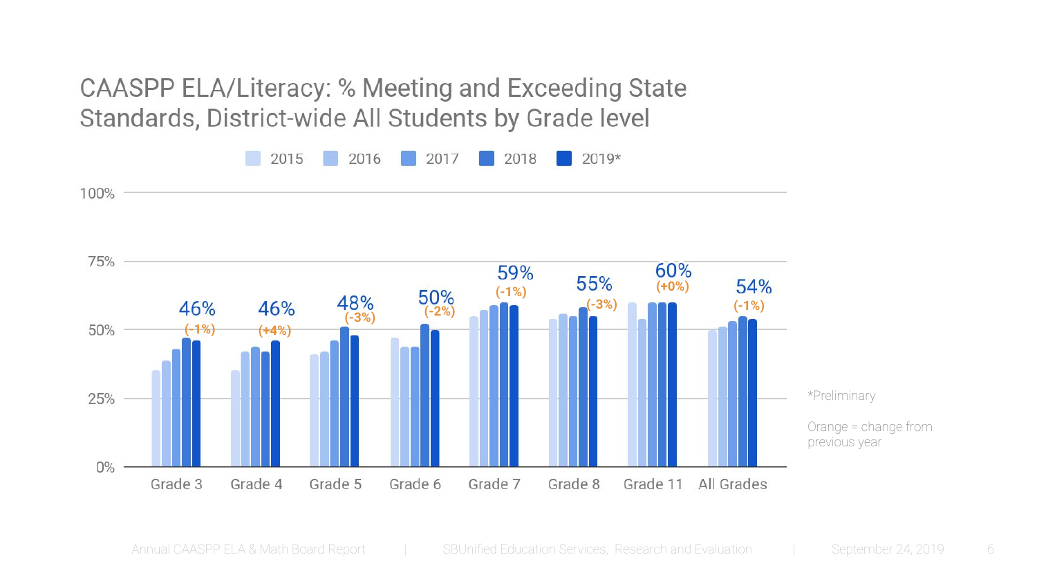# CAASPP ELA/Literacy: % Meeting and Exceeding State Standards, District-wide All Students by Grade level

Legend: 2015, 2016, 2017, 2018, 2019*

| Grade Level | 2019* | Change from previous year |
|---|---|---|
| Grade 3 | 46% | (-1%) |
| Grade 4 | 46% | (+4%) |
| Grade 5 | 48% | (-3%) |
| Grade 6 | 50% | (-2%) |
| Grade 7 | 59% | (-1%) |
| Grade 8 | 55% | (-3%) |
| Grade 11 | 60% | (+0%) |
| All Grades | 54% | (-1%) |

*Preliminary

Orange = change from previous year

Annual CAASPP ELA & Math Board Report | SBUnified Education Services, Research and Evaluation | September 24, 2019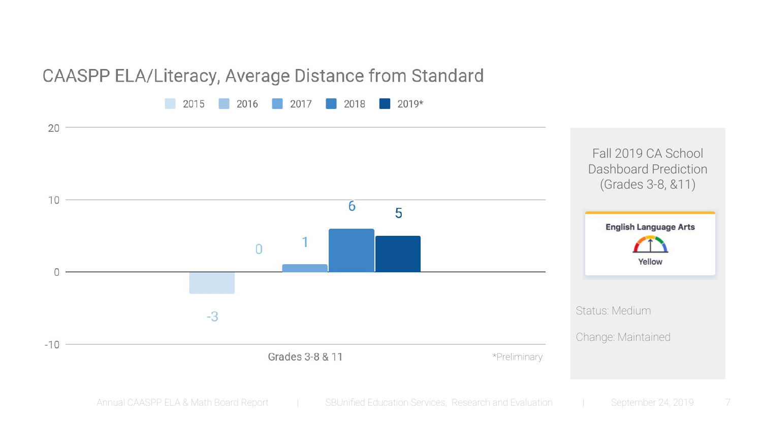## CAASPP ELA/Literacy, Average Distance from Standard

| Grades 3-8 & 11 | 2015 | 2016 | 2017 | 2018 | 2019* |
|---|---|---|---|---|---|
| Average Distance from Standard | -3 | 0 | 1 | 6 | 5 |

*Preliminary

### Fall 2019 CA School Dashboard Prediction (Grades 3-8, &11)

**English Language Arts**

Yellow

Status: Medium

Change: Maintained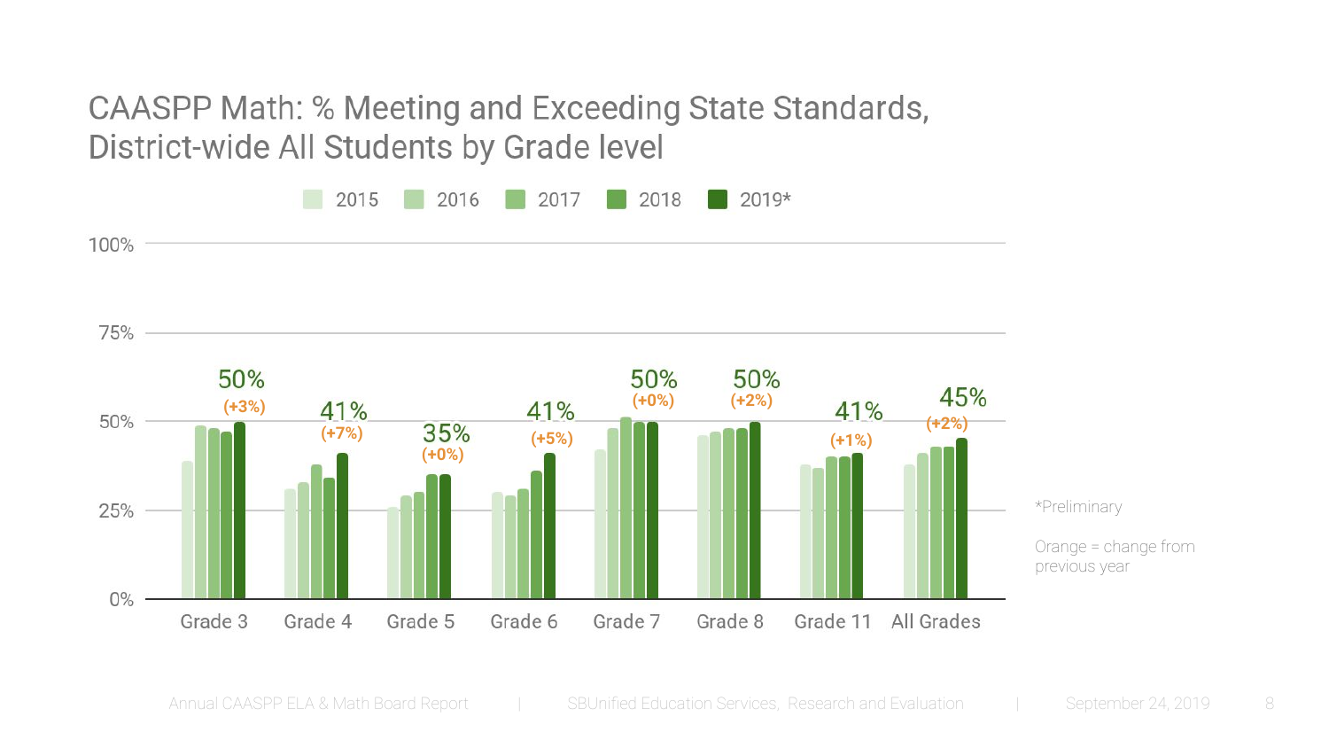# CAASPP Math: % Meeting and Exceeding State Standards, District-wide All Students by Grade level

Legend: 2015, 2016, 2017, 2018, 2019*

| Grade | 2019* | Change from previous year |
|---|---|---|
| Grade 3 | 50% | (+3%) |
| Grade 4 | 41% | (+7%) |
| Grade 5 | 35% | (+0%) |
| Grade 6 | 41% | (+5%) |
| Grade 7 | 50% | (+0%) |
| Grade 8 | 50% | (+2%) |
| Grade 11 | 41% | (+1%) |
| All Grades | 45% | (+2%) |

*Preliminary

Orange = change from previous year

Annual CAASPP ELA & Math Board Report | SBUnified Education Services, Research and Evaluation | September 24, 2019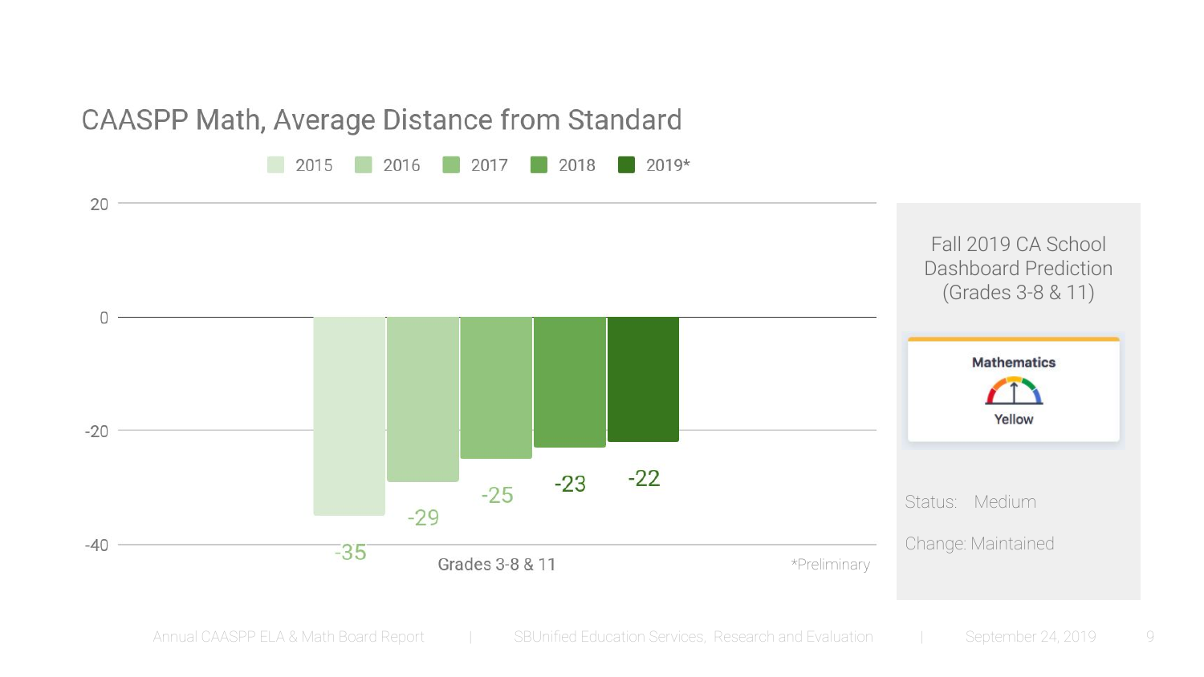## CAASPP Math, Average Distance from Standard

| Grades 3-8 & 11 | 2015 | 2016 | 2017 | 2018 | 2019* |
|---|---|---|---|---|---|
| Average Distance from Standard | -35 | -29 | -25 | -23 | -22 |

*Preliminary

### Fall 2019 CA School Dashboard Prediction (Grades 3-8 & 11)

**Mathematics**

**Yellow**

Status: Medium

Change: Maintained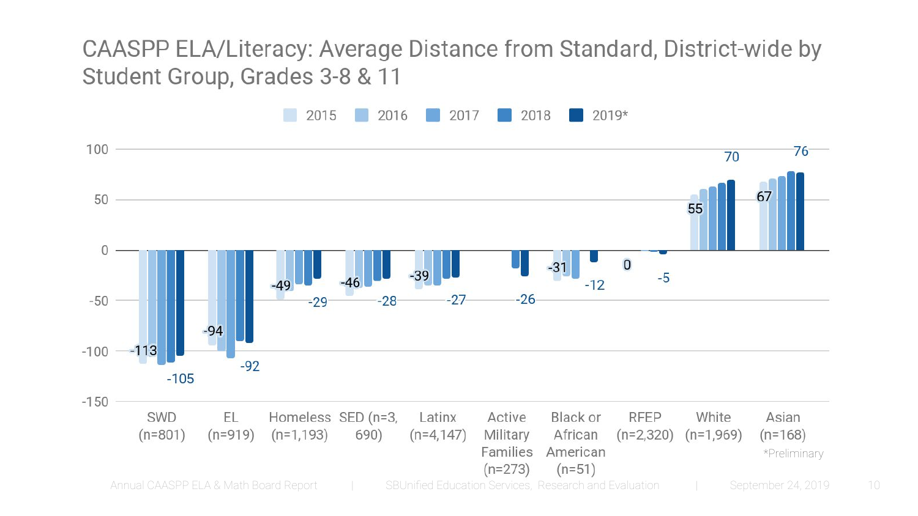# CAASPP ELA/Literacy: Average Distance from Standard, District-wide by Student Group, Grades 3-8 & 11

2015 | 2016 | 2017 | 2018 | 2019*

| Student Group | 2015 | 2019* |
|---|---|---|
| SWD (n=801) | -113 | -105 |
| EL (n=919) | -94 | -92 |
| Homeless (n=1,193) | -49 | -29 |
| SED (n=3,690) | -46 | -28 |
| Latinx (n=4,147) | -39 | -27 |
| Active Military Families (n=273) | | -26 |
| Black or African American (n=51) | -31 | -12 |
| RFEP (n=2,320) | 0 | -5 |
| White (n=1,969) | 55 | 70 |
| Asian (n=168) | 67 | 76 |

*Preliminary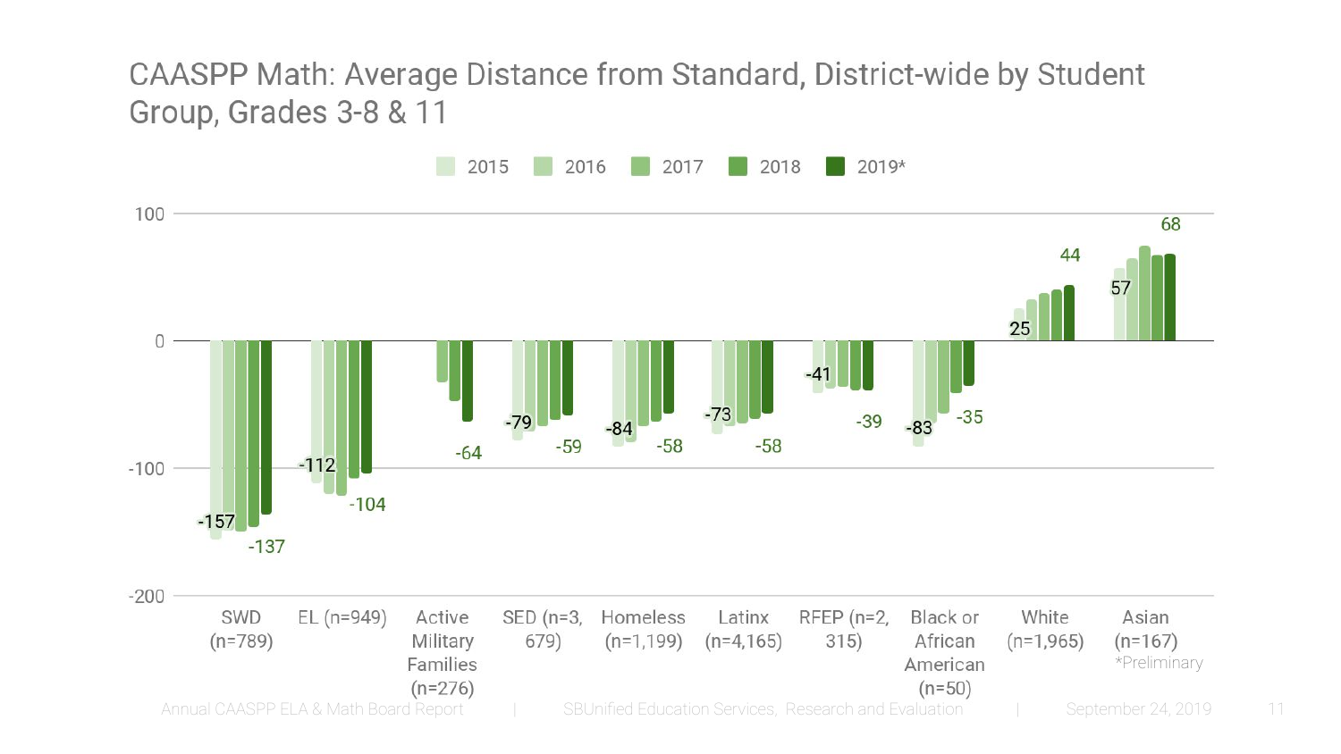# CAASPP Math: Average Distance from Standard, District-wide by Student Group, Grades 3-8 & 11

Legend: 2015, 2016, 2017, 2018, 2019*

| Student Group | First Labeled Value | 2019* |
|---|---|---|
| SWD (n=789) | -157 | -137 |
| EL (n=949) | -112 | -104 |
| Active Military Families (n=276) | | -64 |
| SED (n=3,679) | -79 | -59 |
| Homeless (n=1,199) | -84 | -58 |
| Latinx (n=4,165) | -73 | -58 |
| RFEP (n=2,315) | -41 | -39 |
| Black or African American (n=50) | -83 | -35 |
| White (n=1,965) | 25 | 44 |
| Asian (n=167) | 57 | 68 |

*Preliminary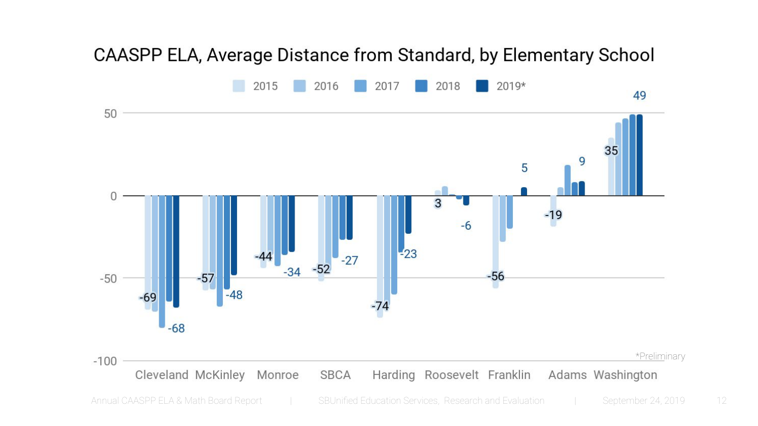# CAASPP ELA, Average Distance from Standard, by Elementary School

Legend: 2015, 2016, 2017, 2018, 2019*

| School | 2015 | 2019* |
|---|---|---|
| Cleveland | -69 | -68 |
| McKinley | -57 | -48 |
| Monroe | -44 | -34 |
| SBCA | -52 | -27 |
| Harding | -74 | -23 |
| Roosevelt | 3 | -6 |
| Franklin | -56 | 5 |
| Adams | -19 | 9 |
| Washington | 35 | 49 |

*Preliminary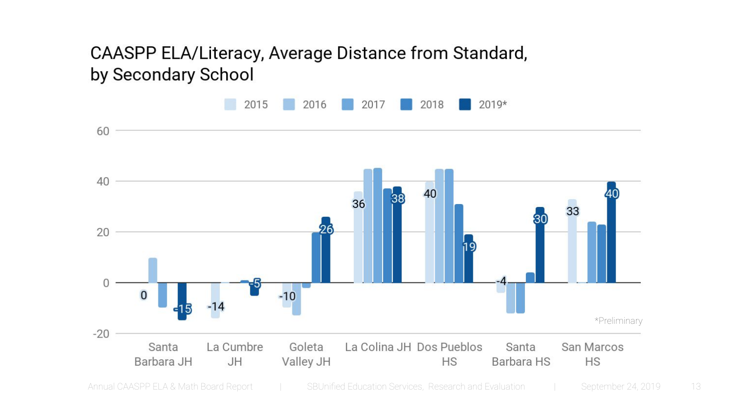# CAASPP ELA/Literacy, Average Distance from Standard, by Secondary School

| School | 2015 | 2019* |
|---|---|---|
| Santa Barbara JH | 0 | -15 |
| La Cumbre JH | -14 | -5 |
| Goleta Valley JH | -10 | 26 |
| La Colina JH | 36 | 38 |
| Dos Pueblos HS | 40 | 19 |
| Santa Barbara HS | -4 | 30 |
| San Marcos HS | 33 | 40 |

*Preliminary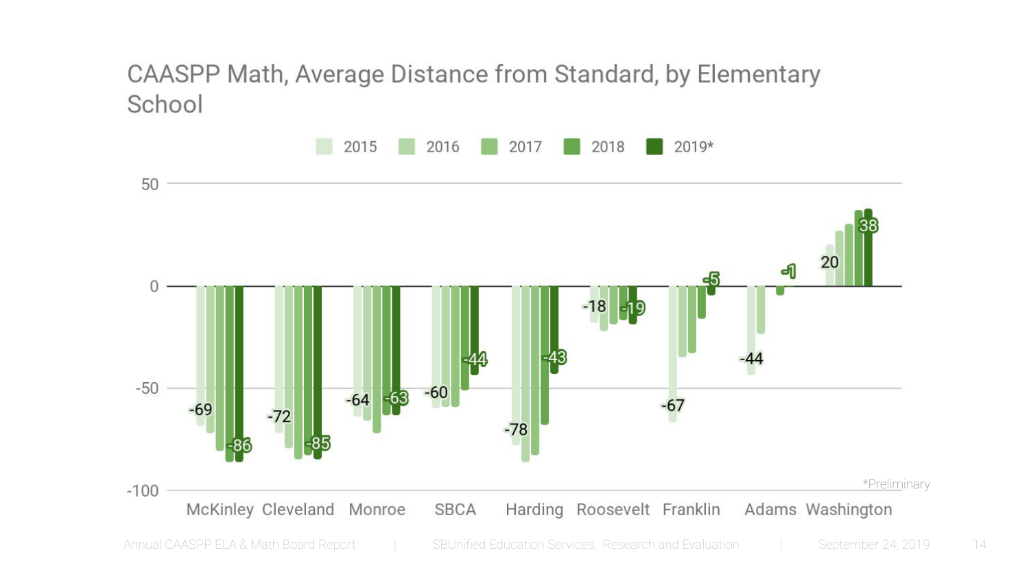# CAASPP Math, Average Distance from Standard, by Elementary School

Legend: 2015, 2016, 2017, 2018, 2019*

| School | 2015 | 2019* |
|---|---|---|
| McKinley | -69 | -86 |
| Cleveland | -72 | -85 |
| Monroe | -64 | -63 |
| SBCA | -60 | -44 |
| Harding | -78 | -43 |
| Roosevelt | -18 | -19 |
| Franklin | -67 | -5 |
| Adams | -44 | -1 |
| Washington | 20 | 38 |

*Preliminary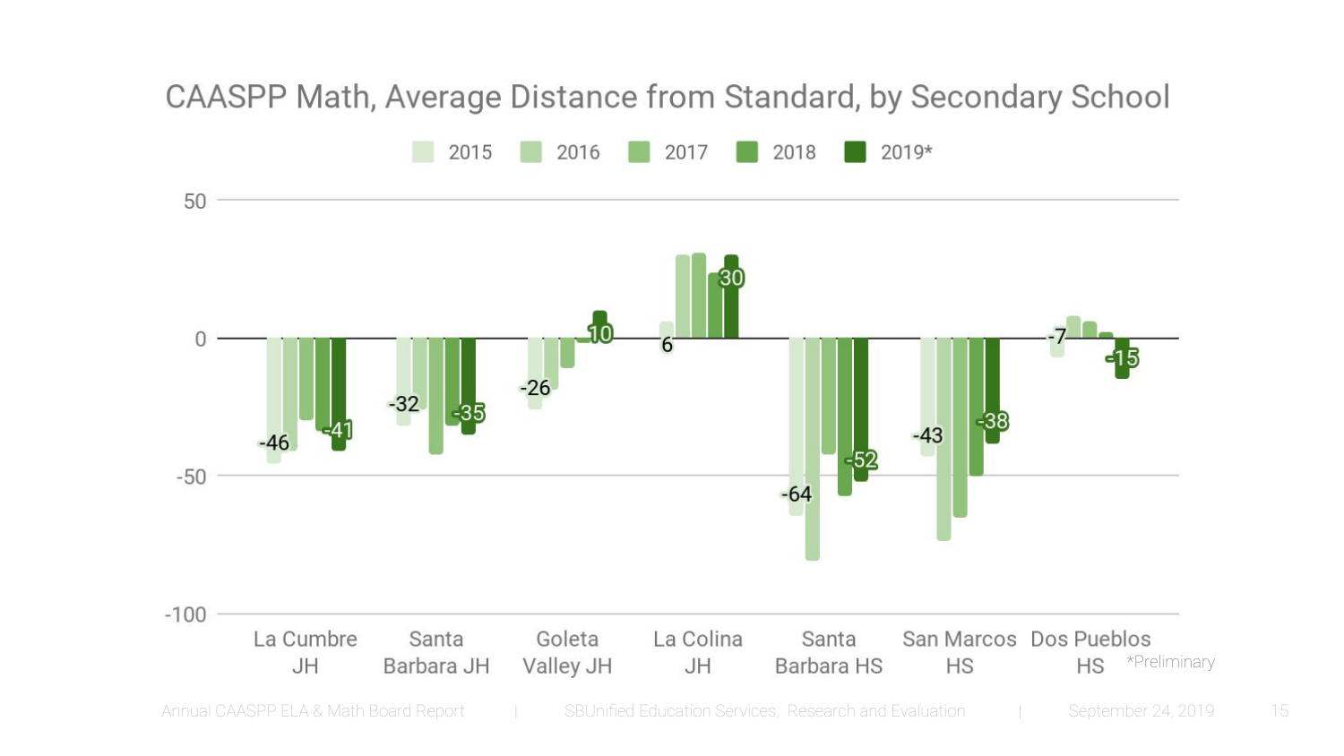# CAASPP Math, Average Distance from Standard, by Secondary School

Legend: 2015, 2016, 2017, 2018, 2019*

| School | 2015 | 2019* |
| --- | --- | --- |
| La Cumbre JH | -46 | -41 |
| Santa Barbara JH | -32 | -35 |
| Goleta Valley JH | -26 | 10 |
| La Colina JH | 6 | 30 |
| Santa Barbara HS | -64 | -52 |
| San Marcos HS | -43 | -38 |
| Dos Pueblos HS | -7 | -15 |

*Preliminary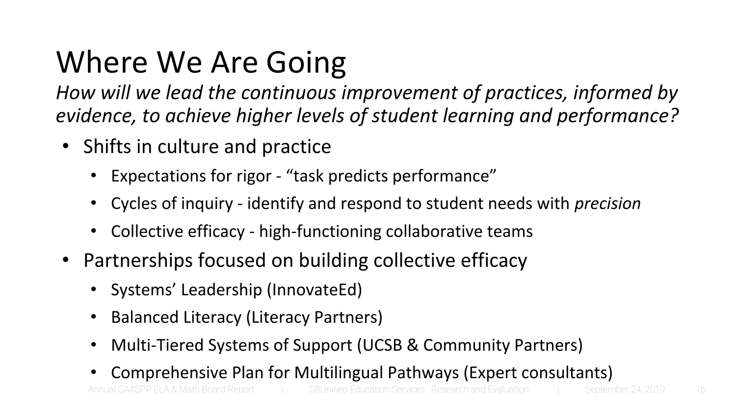# Where We Are Going

*How will we lead the continuous improvement of practices, informed by evidence, to achieve higher levels of student learning and performance?*

- Shifts in culture and practice
  - Expectations for rigor - "task predicts performance"
  - Cycles of inquiry - identify and respond to student needs with *precision*
  - Collective efficacy - high-functioning collaborative teams
- Partnerships focused on building collective efficacy
  - Systems' Leadership (InnovateEd)
  - Balanced Literacy (Literacy Partners)
  - Multi-Tiered Systems of Support (UCSB & Community Partners)
  - Comprehensive Plan for Multilingual Pathways (Expert consultants)